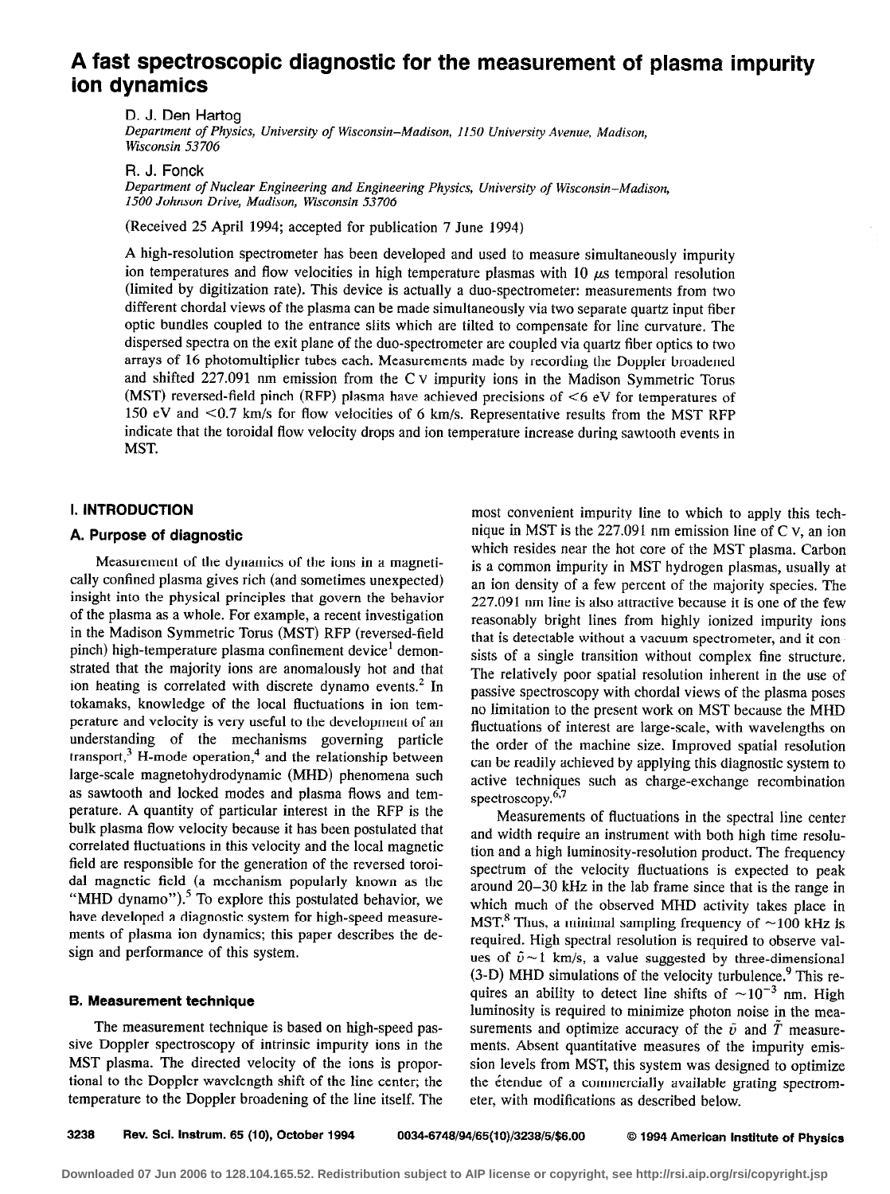# A fast spectroscopic diagnostic for the measurement of plasma impurity ion dynamics

D. J. Den Hartog

*Department of Physics, University of Wisconsin–Madison, 1150 University Avenue, Madison, Wisconsin 53706*

R. J. Fonck

*Department of Nuclear Engineering and Engineering Physics, University of Wisconsin–Madison, 1500 Johnson Drive, Madison, Wisconsin 53706*

(Received 25 April 1994; accepted for publication 7 June 1994)

A high-resolution spectrometer has been developed and used to measure simultaneously impurity ion temperatures and flow velocities in high temperature plasmas with 10 $\mu$s temporal resolution (limited by digitization rate). This device is actually a duo-spectrometer: measurements from two different chordal views of the plasma can be made simultaneously via two separate quartz input fiber optic bundles coupled to the entrance slits which are tilted to compensate for line curvature. The dispersed spectra on the exit plane of the duo-spectrometer are coupled via quartz fiber optics to two arrays of 16 photomultiplier tubes each. Measurements made by recording the Doppler broadened and shifted 227.091 nm emission from the C V impurity ions in the Madison Symmetric Torus (MST) reversed-field pinch (RFP) plasma have achieved precisions of <6 eV for temperatures of 150 eV and <0.7 km/s for flow velocities of 6 km/s. Representative results from the MST RFP indicate that the toroidal flow velocity drops and ion temperature increase during sawtooth events in MST.

## I. INTRODUCTION

### A. Purpose of diagnostic

Measurement of the dynamics of the ions in a magnetically confined plasma gives rich (and sometimes unexpected) insight into the physical principles that govern the behavior of the plasma as a whole. For example, a recent investigation in the Madison Symmetric Torus (MST) RFP (reversed-field pinch) high-temperature plasma confinement device[1] demonstrated that the majority ions are anomalously hot and that ion heating is correlated with discrete dynamo events.[2] In tokamaks, knowledge of the local fluctuations in ion temperature and velocity is very useful to the development of an understanding of the mechanisms governing particle transport,[3] H-mode operation,[4] and the relationship between large-scale magnetohydrodynamic (MHD) phenomena such as sawtooth and locked modes and plasma flows and temperature. A quantity of particular interest in the RFP is the bulk plasma flow velocity because it has been postulated that correlated fluctuations in this velocity and the local magnetic field are responsible for the generation of the reversed toroidal magnetic field (a mechanism popularly known as the "MHD dynamo").[5] To explore this postulated behavior, we have developed a diagnostic system for high-speed measurements of plasma ion dynamics; this paper describes the design and performance of this system.

### B. Measurement technique

The measurement technique is based on high-speed passive Doppler spectroscopy of intrinsic impurity ions in the MST plasma. The directed velocity of the ions is proportional to the Doppler wavelength shift of the line center; the temperature to the Doppler broadening of the line itself. The most convenient impurity line to which to apply this technique in MST is the 227.091 nm emission line of C V, an ion which resides near the hot core of the MST plasma. Carbon is a common impurity in MST hydrogen plasmas, usually at an ion density of a few percent of the majority species. The 227.091 nm line is also attractive because it is one of the few reasonably bright lines from highly ionized impurity ions that is detectable without a vacuum spectrometer, and it consists of a single transition without complex fine structure. The relatively poor spatial resolution inherent in the use of passive spectroscopy with chordal views of the plasma poses no limitation to the present work on MST because the MHD fluctuations of interest are large-scale, with wavelengths on the order of the machine size. Improved spatial resolution can be readily achieved by applying this diagnostic system to active techniques such as charge-exchange recombination spectroscopy.[6,7]

Measurements of fluctuations in the spectral line center and width require an instrument with both high time resolution and a high luminosity-resolution product. The frequency spectrum of the velocity fluctuations is expected to peak around 20–30 kHz in the lab frame since that is the range in which much of the observed MHD activity takes place in MST.[8] Thus, a minimal sampling frequency of ~100 kHz is required. High spectral resolution is required to observe values of $\tilde{v} \sim 1$ km/s, a value suggested by three-dimensional (3-D) MHD simulations of the velocity turbulence.[9] This requires an ability to detect line shifts of $\sim 10^{-3}$ nm. High luminosity is required to minimize photon noise in the measurements and optimize accuracy of the $\tilde{v}$ and $\tilde{T}$ measurements. Absent quantitative measures of the impurity emission levels from MST, this system was designed to optimize the étendue of a commercially available grating spectrometer, with modifications as described below.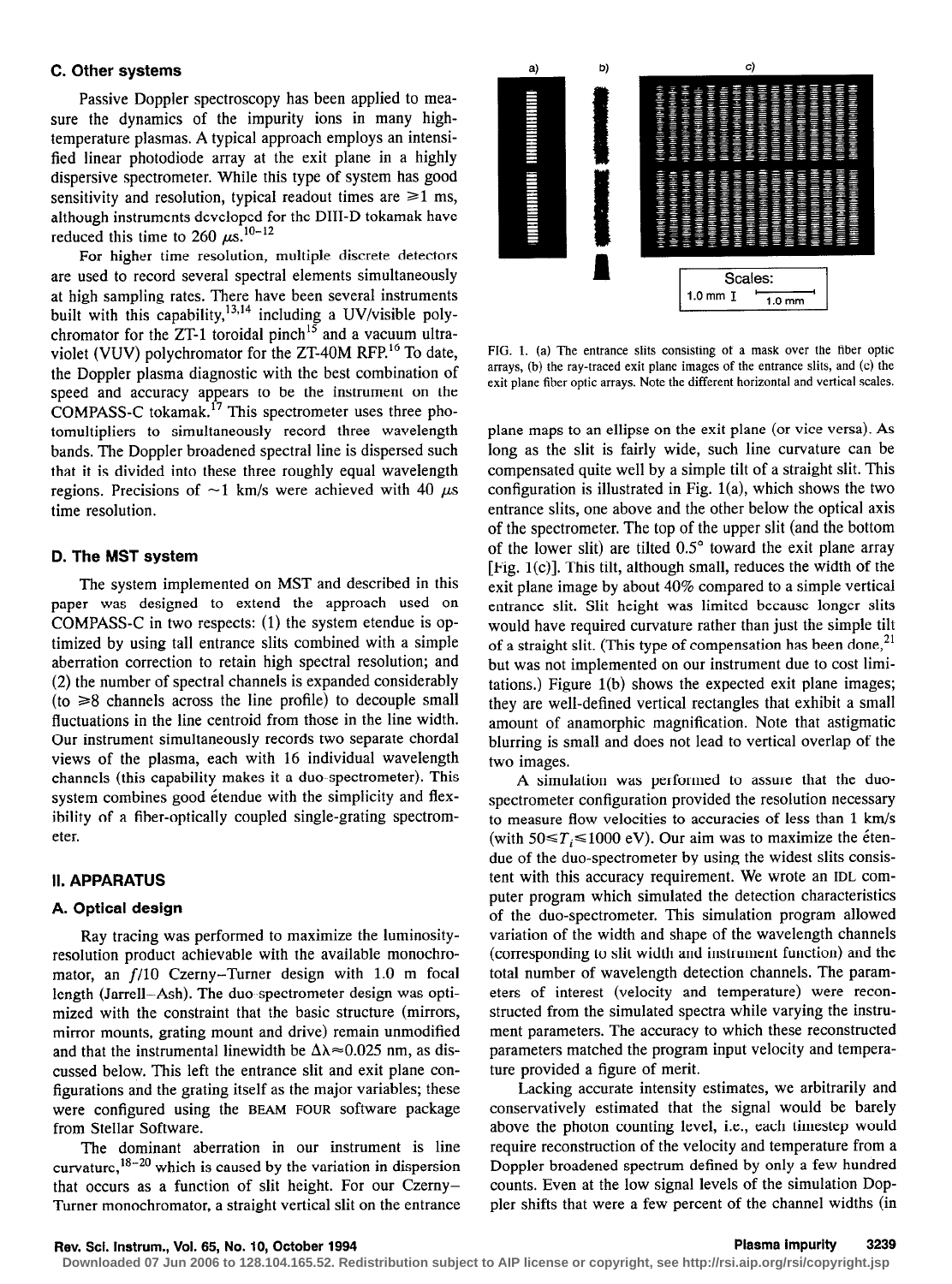### C. Other systems

Passive Doppler spectroscopy has been applied to measure the dynamics of the impurity ions in many high-temperature plasmas. A typical approach employs an intensified linear photodiode array at the exit plane in a highly dispersive spectrometer. While this type of system has good sensitivity and resolution, typical readout times are $\geqslant 1$ ms, although instruments developed for the DIII-D tokamak have reduced this time to 260 $\mu$s.[10–12]

For higher time resolution, multiple discrete detectors are used to record several spectral elements simultaneously at high sampling rates. There have been several instruments built with this capability,[13,14] including a UV/visible polychromator for the ZT-1 toroidal pinch[15] and a vacuum ultraviolet (VUV) polychromator for the ZT-40M RFP.[16] To date, the Doppler plasma diagnostic with the best combination of speed and accuracy appears to be the instrument on the COMPASS-C tokamak.[17] This spectrometer uses three photomultipliers to simultaneously record three wavelength bands. The Doppler broadened spectral line is dispersed such that it is divided into these three roughly equal wavelength regions. Precisions of $\sim 1$ km/s were achieved with 40 $\mu$s time resolution.

### D. The MST system

The system implemented on MST and described in this paper was designed to extend the approach used on COMPASS-C in two respects: (1) the system etendue is optimized by using tall entrance slits combined with a simple aberration correction to retain high spectral resolution; and (2) the number of spectral channels is expanded considerably (to $\geqslant 8$ channels across the line profile) to decouple small fluctuations in the line centroid from those in the line width. Our instrument simultaneously records two separate chordal views of the plasma, each with 16 individual wavelength channels (this capability makes it a duo-spectrometer). This system combines good étendue with the simplicity and flexibility of a fiber-optically coupled single-grating spectrometer.

## II. APPARATUS

### A. Optical design

Ray tracing was performed to maximize the luminosity-resolution product achievable with the available monochromator, an $f/10$ Czerny–Turner design with 1.0 m focal length (Jarrell–Ash). The duo-spectrometer design was optimized with the constraint that the basic structure (mirrors, mirror mounts, grating mount and drive) remain unmodified and that the instrumental linewidth be $\Delta\lambda \approx 0.025$ nm, as discussed below. This left the entrance slit and exit plane configurations and the grating itself as the major variables; these were configured using the BEAM FOUR software package from Stellar Software.

The dominant aberration in our instrument is line curvature,[18–20] which is caused by the variation in dispersion that occurs as a function of slit height. For our Czerny–Turner monochromator, a straight vertical slit on the entrance plane maps to an ellipse on the exit plane (or vice versa). As long as the slit is fairly wide, such line curvature can be compensated quite well by a simple tilt of a straight slit. This configuration is illustrated in Fig. 1(a), which shows the two entrance slits, one above and the other below the optical axis of the spectrometer. The top of the upper slit (and the bottom of the lower slit) are tilted 0.5° toward the exit plane array [Fig. 1(c)]. This tilt, although small, reduces the width of the exit plane image by about 40% compared to a simple vertical entrance slit. Slit height was limited because longer slits would have required curvature rather than just the simple tilt of a straight slit. (This type of compensation has been done,[21] but was not implemented on our instrument due to cost limitations.) Figure 1(b) shows the expected exit plane images; they are well-defined vertical rectangles that exhibit a small amount of anamorphic magnification. Note that astigmatic blurring is small and does not lead to vertical overlap of the two images.

FIG. 1. (a) The entrance slits consisting of a mask over the fiber optic arrays, (b) the ray-traced exit plane images of the entrance slits, and (c) the exit plane fiber optic arrays. Note the different horizontal and vertical scales.

A simulation was performed to assure that the duo-spectrometer configuration provided the resolution necessary to measure flow velocities to accuracies of less than 1 km/s (with $50 \leqslant T_i \leqslant 1000$ eV). Our aim was to maximize the étendue of the duo-spectrometer by using the widest slits consistent with this accuracy requirement. We wrote an IDL computer program which simulated the detection characteristics of the duo-spectrometer. This simulation program allowed variation of the width and shape of the wavelength channels (corresponding to slit width and instrument function) and the total number of wavelength detection channels. The parameters of interest (velocity and temperature) were reconstructed from the simulated spectra while varying the instrument parameters. The accuracy to which these reconstructed parameters matched the program input velocity and temperature provided a figure of merit.

Lacking accurate intensity estimates, we arbitrarily and conservatively estimated that the signal would be barely above the photon counting level, i.e., each timestep would require reconstruction of the velocity and temperature from a Doppler broadened spectrum defined by only a few hundred counts. Even at the low signal levels of the simulation Doppler shifts that were a few percent of the channel widths (in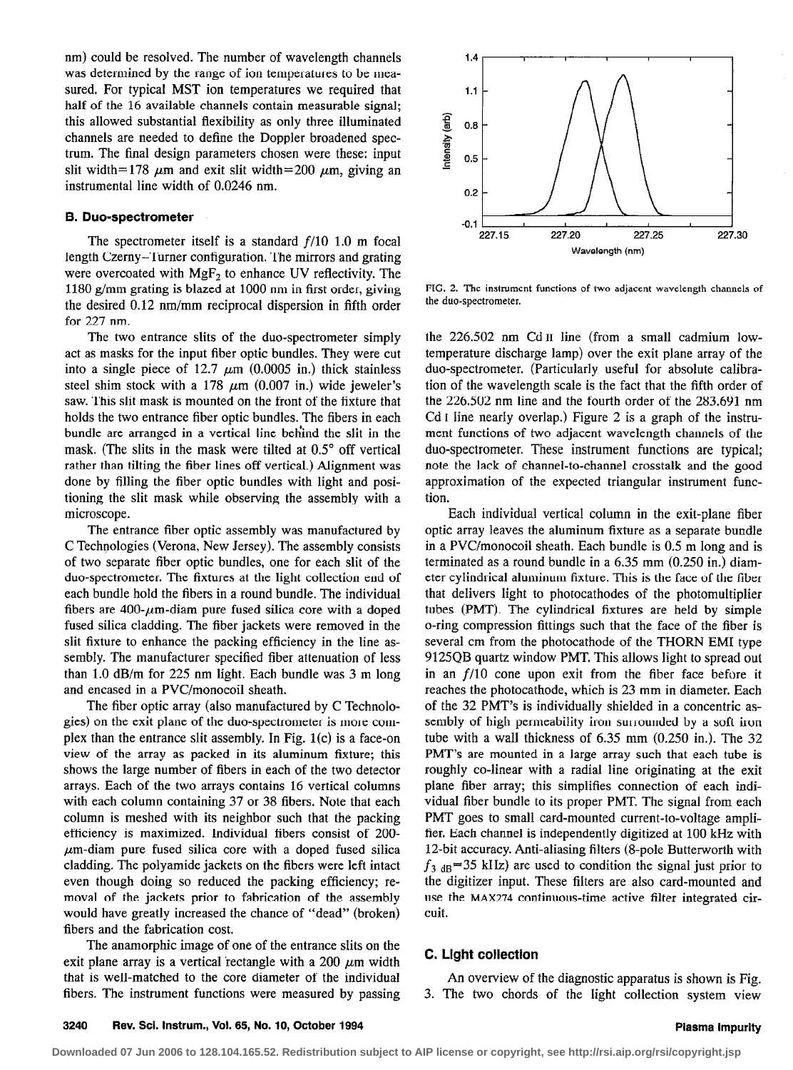nm) could be resolved. The number of wavelength channels was determined by the range of ion temperatures to be measured. For typical MST ion temperatures we required that half of the 16 available channels contain measurable signal; this allowed substantial flexibility as only three illuminated channels are needed to define the Doppler broadened spectrum. The final design parameters chosen were these: input slit width=178 μm and exit slit width=200 μm, giving an instrumental line width of 0.0246 nm.

### B. Duo-spectrometer

The spectrometer itself is a standard $f/10$ 1.0 m focal length Czerny–Turner configuration. The mirrors and grating were overcoated with $MgF_2$ to enhance UV reflectivity. The 1180 g/mm grating is blazed at 1000 nm in first order, giving the desired 0.12 nm/mm reciprocal dispersion in fifth order for 227 nm.

The two entrance slits of the duo-spectrometer simply act as masks for the input fiber optic bundles. They were cut into a single piece of 12.7 μm (0.0005 in.) thick stainless steel shim stock with a 178 μm (0.007 in.) wide jeweler's saw. This slit mask is mounted on the front of the fixture that holds the two entrance fiber optic bundles. The fibers in each bundle are arranged in a vertical line behind the slit in the mask. (The slits in the mask were tilted at 0.5° off vertical rather than tilting the fiber lines off vertical.) Alignment was done by filling the fiber optic bundles with light and positioning the slit mask while observing the assembly with a microscope.

The entrance fiber optic assembly was manufactured by C Technologies (Verona, New Jersey). The assembly consists of two separate fiber optic bundles, one for each slit of the duo-spectrometer. The fixtures at the light collection end of each bundle hold the fibers in a round bundle. The individual fibers are 400-μm-diam pure fused silica core with a doped fused silica cladding. The fiber jackets were removed in the slit fixture to enhance the packing efficiency in the line assembly. The manufacturer specified fiber attenuation of less than 1.0 dB/m for 225 nm light. Each bundle was 3 m long and encased in a PVC/monocoil sheath.

The fiber optic array (also manufactured by C Technologies) on the exit plane of the duo-spectrometer is more complex than the entrance slit assembly. In Fig. 1(c) is a face-on view of the array as packed in its aluminum fixture; this shows the large number of fibers in each of the two detector arrays. Each of the two arrays contains 16 vertical columns with each column containing 37 or 38 fibers. Note that each column is meshed with its neighbor such that the packing efficiency is maximized. Individual fibers consist of 200-μm-diam pure fused silica core with a doped fused silica cladding. The polyamide jackets on the fibers were left intact even though doing so reduced the packing efficiency; removal of the jackets prior to fabrication of the assembly would have greatly increased the chance of "dead" (broken) fibers and the fabrication cost.

The anamorphic image of one of the entrance slits on the exit plane array is a vertical rectangle with a 200 μm width that is well-matched to the core diameter of the individual fibers. The instrument functions were measured by passing the 226.502 nm Cd II line (from a small cadmium low-temperature discharge lamp) over the exit plane array of the duo-spectrometer. (Particularly useful for absolute calibration of the wavelength scale is the fact that the fifth order of the 226.502 nm line and the fourth order of the 283.691 nm Cd I line nearly overlap.) Figure 2 is a graph of the instrument functions of two adjacent wavelength channels of the duo-spectrometer. These instrument functions are typical; note the lack of channel-to-channel crosstalk and the good approximation of the expected triangular instrument function.

FIG. 2. The instrument functions of two adjacent wavelength channels of the duo-spectrometer.

Each individual vertical column in the exit-plane fiber optic array leaves the aluminum fixture as a separate bundle in a PVC/monocoil sheath. Each bundle is 0.5 m long and is terminated as a round bundle in a 6.35 mm (0.250 in.) diameter cylindrical aluminum fixture. This is the face of the fiber that delivers light to photocathodes of the photomultiplier tubes (PMT). The cylindrical fixtures are held by simple o-ring compression fittings such that the face of the fiber is several cm from the photocathode of the THORN EMI type 9125QB quartz window PMT. This allows light to spread out in an $f/10$ cone upon exit from the fiber face before it reaches the photocathode, which is 23 mm in diameter. Each of the 32 PMT's is individually shielded in a concentric assembly of high permeability iron surrounded by a soft iron tube with a wall thickness of 6.35 mm (0.250 in.). The 32 PMT's are mounted in a large array such that each tube is roughly co-linear with a radial line originating at the exit plane fiber array; this simplifies connection of each individual fiber bundle to its proper PMT. The signal from each PMT goes to small card-mounted current-to-voltage amplifier. Each channel is independently digitized at 100 kHz with 12-bit accuracy. Anti-aliasing filters (8-pole Butterworth with $f_{3\ dB}$=35 kHz) are used to condition the signal just prior to the digitizer input. These filters are also card-mounted and use the MAX274 continuous-time active filter integrated circuit.

### C. Light collection

An overview of the diagnostic apparatus is shown is Fig. 3. The two chords of the light collection system view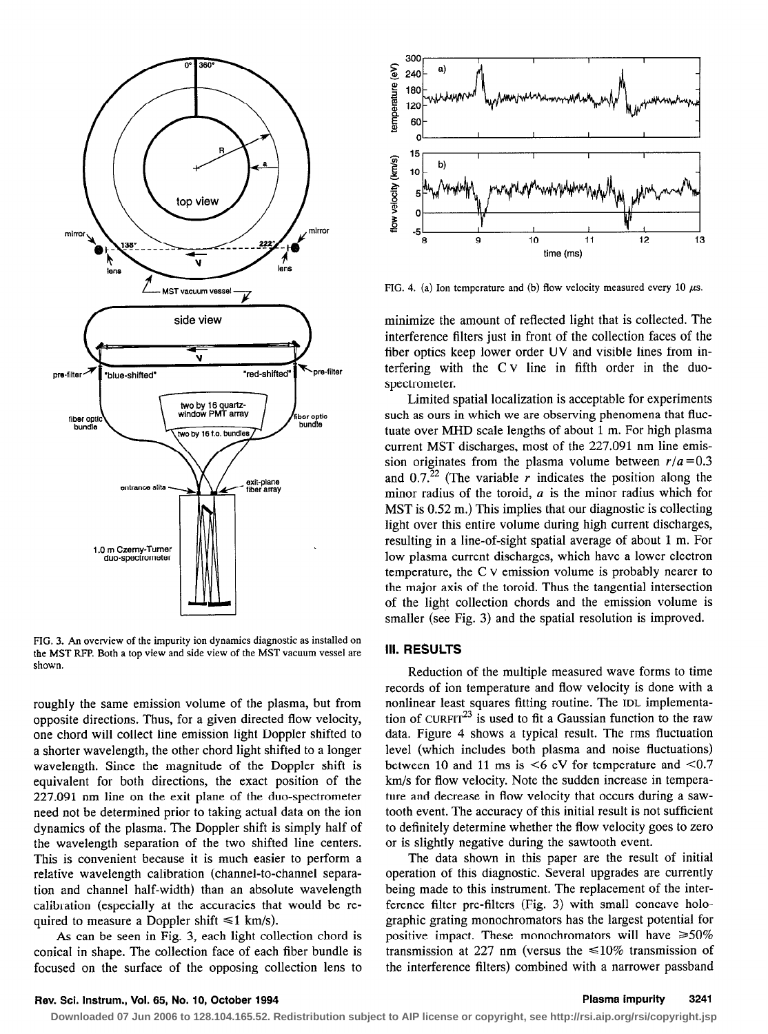FIG. 3. An overview of the impurity ion dynamics diagnostic as installed on the MST RFP. Both a top view and side view of the MST vacuum vessel are shown.

roughly the same emission volume of the plasma, but from opposite directions. Thus, for a given directed flow velocity, one chord will collect line emission light Doppler shifted to a shorter wavelength, the other chord light shifted to a longer wavelength. Since the magnitude of the Doppler shift is equivalent for both directions, the exact position of the 227.091 nm line on the exit plane of the duo-spectrometer need not be determined prior to taking actual data on the ion dynamics of the plasma. The Doppler shift is simply half of the wavelength separation of the two shifted line centers. This is convenient because it is much easier to perform a relative wavelength calibration (channel-to-channel separation and channel half-width) than an absolute wavelength calibration (especially at the accuracies that would be required to measure a Doppler shift $\leqslant 1$ km/s).

As can be seen in Fig. 3, each light collection chord is conical in shape. The collection face of each fiber bundle is focused on the surface of the opposing collection lens to minimize the amount of reflected light that is collected. The interference filters just in front of the collection faces of the fiber optics keep lower order UV and visible lines from interfering with the C V line in fifth order in the duo-spectrometer.

Limited spatial localization is acceptable for experiments such as ours in which we are observing phenomena that fluctuate over MHD scale lengths of about 1 m. For high plasma current MST discharges, most of the 227.091 nm line emission originates from the plasma volume between $r/a = 0.3$ and $0.7$.[22] (The variable $r$ indicates the position along the minor radius of the toroid, $a$ is the minor radius which for MST is 0.52 m.) This implies that our diagnostic is collecting light over this entire volume during high current discharges, resulting in a line-of-sight spatial average of about 1 m. For low plasma current discharges, which have a lower electron temperature, the C V emission volume is probably nearer to the major axis of the toroid. Thus the tangential intersection of the light collection chords and the emission volume is smaller (see Fig. 3) and the spatial resolution is improved.

FIG. 4. (a) Ion temperature and (b) flow velocity measured every 10 $\mu$s.

## III. RESULTS

Reduction of the multiple measured wave forms to time records of ion temperature and flow velocity is done with a nonlinear least squares fitting routine. The IDL implementation of CURFIT[23] is used to fit a Gaussian function to the raw data. Figure 4 shows a typical result. The rms fluctuation level (which includes both plasma and noise fluctuations) between 10 and 11 ms is $<6$ eV for temperature and $<0.7$ km/s for flow velocity. Note the sudden increase in temperature and decrease in flow velocity that occurs during a sawtooth event. The accuracy of this initial result is not sufficient to definitely determine whether the flow velocity goes to zero or is slightly negative during the sawtooth event.

The data shown in this paper are the result of initial operation of this diagnostic. Several upgrades are currently being made to this instrument. The replacement of the interference filter pre-filters (Fig. 3) with small concave holographic grating monochromators has the largest potential for positive impact. These monochromators will have $\geqslant 50\%$ transmission at 227 nm (versus the $\leqslant 10\%$ transmission of the interference filters) combined with a narrower passband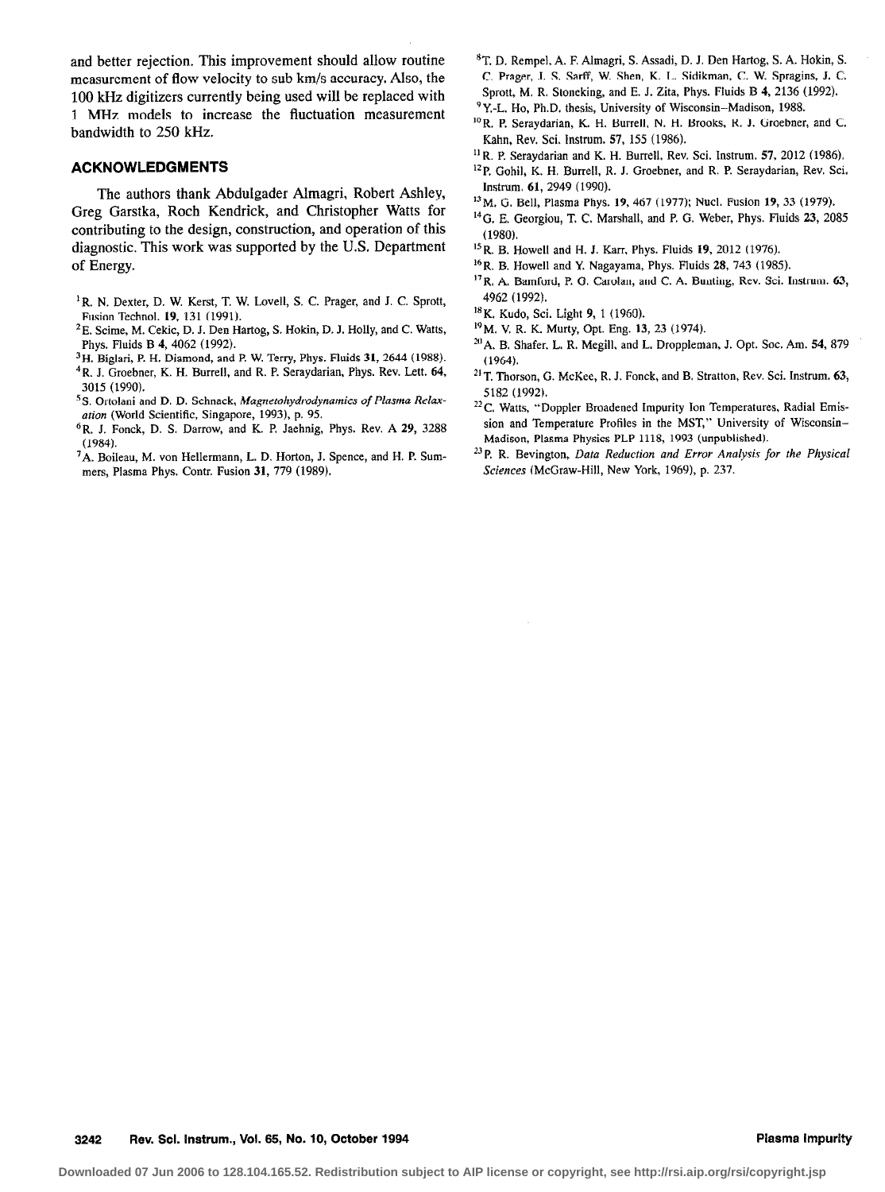and better rejection. This improvement should allow routine measurement of flow velocity to sub km/s accuracy. Also, the 100 kHz digitizers currently being used will be replaced with 1 MHz models to increase the fluctuation measurement bandwidth to 250 kHz.

## ACKNOWLEDGMENTS

The authors thank Abdulgader Almagri, Robert Ashley, Greg Garstka, Roch Kendrick, and Christopher Watts for contributing to the design, construction, and operation of this diagnostic. This work was supported by the U.S. Department of Energy.

[1] R. N. Dexter, D. W. Kerst, T. W. Lovell, S. C. Prager, and J. C. Sprott, Fusion Technol. **19**, 131 (1991).

[2] E. Scime, M. Cekic, D. J. Den Hartog, S. Hokin, D. J. Holly, and C. Watts, Phys. Fluids B **4**, 4062 (1992).

[3] H. Biglari, P. H. Diamond, and P. W. Terry, Phys. Fluids **31**, 2644 (1988).

[4] R. J. Groebner, K. H. Burrell, and R. P. Seraydarian, Phys. Rev. Lett. **64**, 3015 (1990).

[5] S. Ortolani and D. D. Schnack, *Magnetohydrodynamics of Plasma Relaxation* (World Scientific, Singapore, 1993), p. 95.

[6] R. J. Fonck, D. S. Darrow, and K. P. Jaehnig, Phys. Rev. A **29**, 3288 (1984).

[7] A. Boileau, M. von Hellermann, L. D. Horton, J. Spence, and H. P. Summers, Plasma Phys. Contr. Fusion **31**, 779 (1989).

[8] T. D. Rempel, A. F. Almagri, S. Assadi, D. J. Den Hartog, S. A. Hokin, S. C. Prager, J. S. Sarff, W. Shen, K. L. Sidikman, C. W. Spragins, J. C. Sprott, M. R. Stoneking, and E. J. Zita, Phys. Fluids B **4**, 2136 (1992).

[9] Y.-L. Ho, Ph.D. thesis, University of Wisconsin–Madison, 1988.

[10] R. P. Seraydarian, K. H. Burrell, N. H. Brooks, R. J. Groebner, and C. Kahn, Rev. Sci. Instrum. **57**, 155 (1986).

[11] R. P. Seraydarian and K. H. Burrell, Rev. Sci. Instrum. **57**, 2012 (1986).

[12] P. Gohil, K. H. Burrell, R. J. Groebner, and R. P. Seraydarian, Rev. Sci. Instrum. **61**, 2949 (1990).

[13] M. G. Bell, Plasma Phys. **19**, 467 (1977); Nucl. Fusion **19**, 33 (1979).

[14] G. E. Georgiou, T. C. Marshall, and P. G. Weber, Phys. Fluids **23**, 2085 (1980).

[15] R. B. Howell and H. J. Karr, Phys. Fluids **19**, 2012 (1976).

[16] R. B. Howell and Y. Nagayama, Phys. Fluids **28**, 743 (1985).

[17] R. A. Bamford, P. G. Carolan, and C. A. Bunting, Rev. Sci. Instrum. **63**, 4962 (1992).

[18] K. Kudo, Sci. Light **9**, 1 (1960).

[19] M. V. R. K. Murty, Opt. Eng. **13**, 23 (1974).

[20] A. B. Shafer, L. R. Megill, and L. Droppleman, J. Opt. Soc. Am. **54**, 879 (1964).

[21] T. Thorson, G. McKee, R. J. Fonck, and B. Stratton, Rev. Sci. Instrum. **63**, 5182 (1992).

[22] C. Watts, "Doppler Broadened Impurity Ion Temperatures, Radial Emission and Temperature Profiles in the MST," University of Wisconsin–Madison, Plasma Physics PLP 1118, 1993 (unpublished).

[23] P. R. Bevington, *Data Reduction and Error Analysis for the Physical Sciences* (McGraw-Hill, New York, 1969), p. 237.